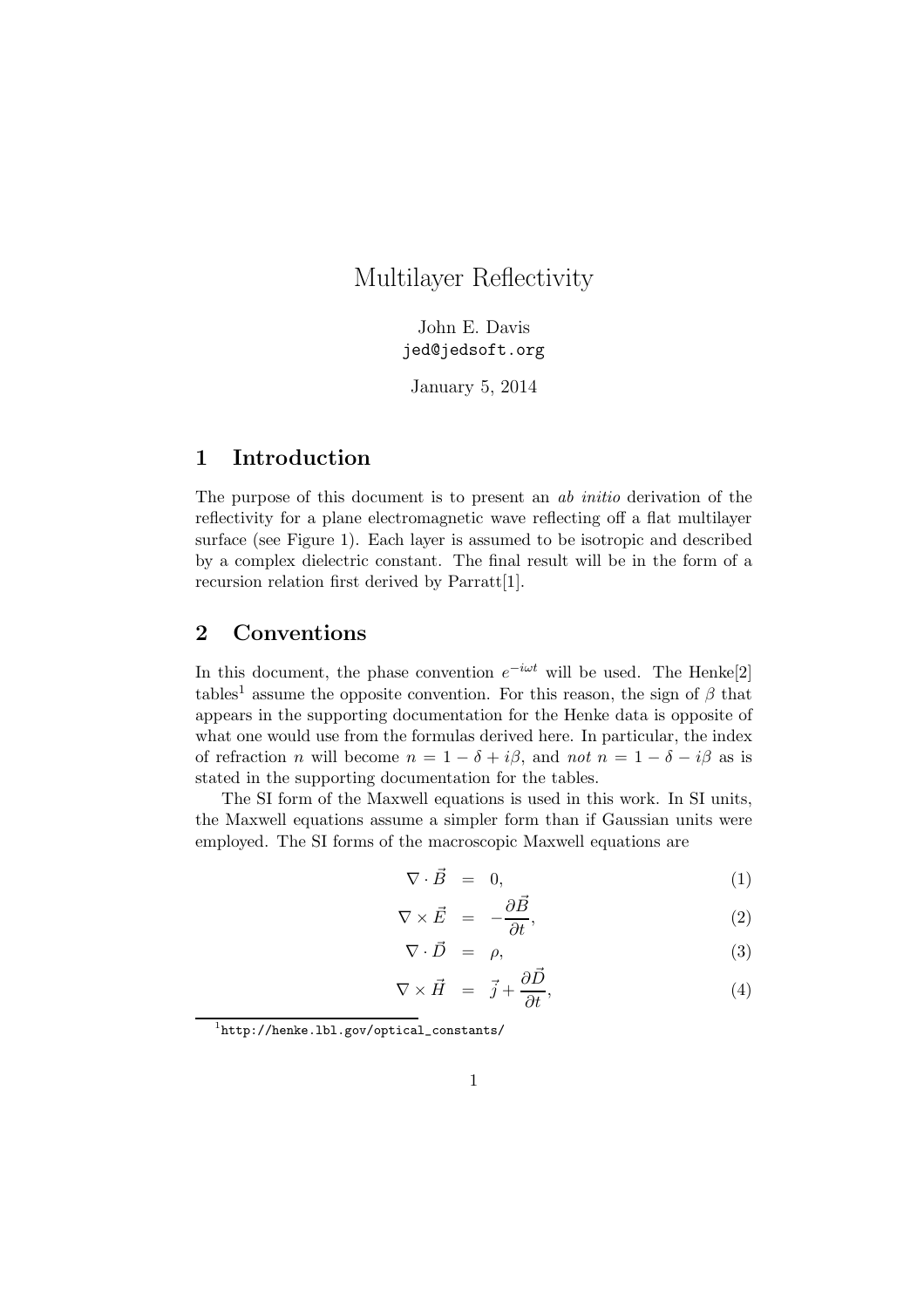# Multilayer Reflectivity

John E. Davis
jed@jedsoft.org

January 5, 2014

## 1 Introduction

The purpose of this document is to present an *ab initio* derivation of the reflectivity for a plane electromagnetic wave reflecting off a flat multilayer surface (see Figure 1). Each layer is assumed to be isotropic and described by a complex dielectric constant. The final result will be in the form of a recursion relation first derived by Parratt[1].

## 2 Conventions

In this document, the phase convention $e^{-i\omega t}$ will be used. The Henke[2] tables[1] assume the opposite convention. For this reason, the sign of $\beta$ that appears in the supporting documentation for the Henke data is opposite of what one would use from the formulas derived here. In particular, the index of refraction $n$ will become $n = 1 - \delta + i\beta$, and *not* $n = 1 - \delta - i\beta$ as is stated in the supporting documentation for the tables.

The SI form of the Maxwell equations is used in this work. In SI units, the Maxwell equations assume a simpler form than if Gaussian units were employed. The SI forms of the macroscopic Maxwell equations are

$$
\begin{aligned}
\nabla \cdot \vec{B} &= 0, && (1)\\
\nabla \times \vec{E} &= -\frac{\partial \vec{B}}{\partial t}, && (2)\\
\nabla \cdot \vec{D} &= \rho, && (3)\\
\nabla \times \vec{H} &= \vec{j} + \frac{\partial \vec{D}}{\partial t}, && (4)
\end{aligned}
$$

[1] http://henke.lbl.gov/optical_constants/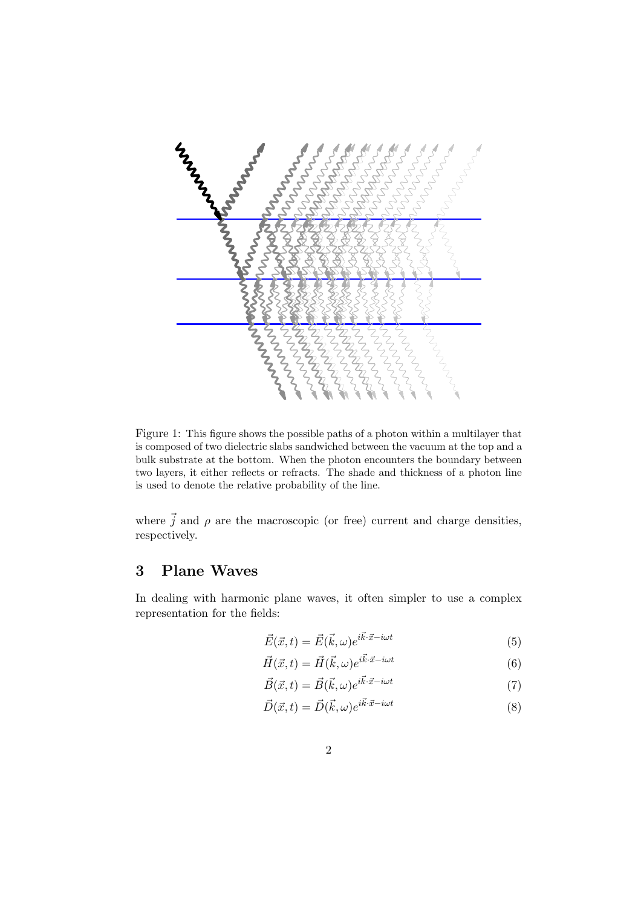Figure 1: This figure shows the possible paths of a photon within a multilayer that is composed of two dielectric slabs sandwiched between the vacuum at the top and a bulk substrate at the bottom. When the photon encounters the boundary between two layers, it either reflects or refracts. The shade and thickness of a photon line is used to denote the relative probability of the line.

where $\vec{j}$ and $\rho$ are the macroscopic (or free) current and charge densities, respectively.

## 3 Plane Waves

In dealing with harmonic plane waves, it often simpler to use a complex representation for the fields:

$$\vec{E}(\vec{x}, t) = \vec{E}(\vec{k}, \omega) e^{i\vec{k}\cdot\vec{x} - i\omega t} \tag{5}$$

$$\vec{H}(\vec{x}, t) = \vec{H}(\vec{k}, \omega) e^{i\vec{k}\cdot\vec{x} - i\omega t} \tag{6}$$

$$\vec{B}(\vec{x}, t) = \vec{B}(\vec{k}, \omega) e^{i\vec{k}\cdot\vec{x} - i\omega t} \tag{7}$$

$$\vec{D}(\vec{x}, t) = \vec{D}(\vec{k}, \omega) e^{i\vec{k}\cdot\vec{x} - i\omega t} \tag{8}$$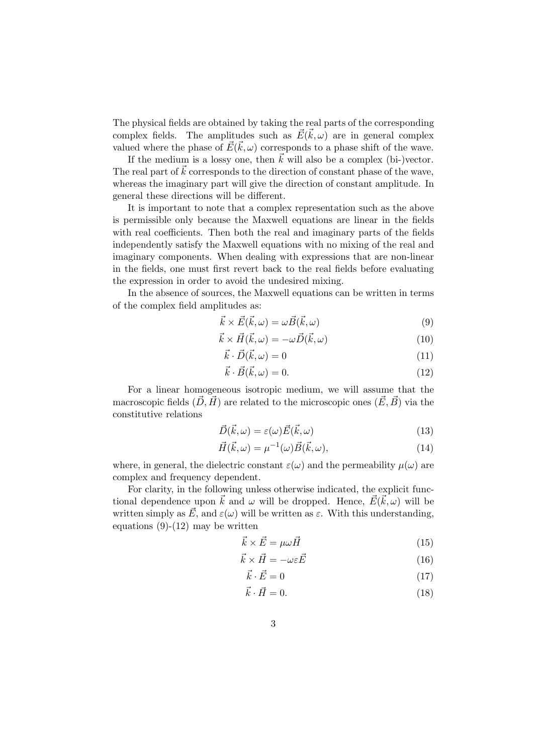The physical fields are obtained by taking the real parts of the corresponding complex fields. The amplitudes such as $\vec{E}(\vec{k},\omega)$ are in general complex valued where the phase of $\vec{E}(\vec{k},\omega)$ corresponds to a phase shift of the wave.

If the medium is a lossy one, then $\vec{k}$ will also be a complex (bi-)vector. The real part of $\vec{k}$ corresponds to the direction of constant phase of the wave, whereas the imaginary part will give the direction of constant amplitude. In general these directions will be different.

It is important to note that a complex representation such as the above is permissible only because the Maxwell equations are linear in the fields with real coefficients. Then both the real and imaginary parts of the fields independently satisfy the Maxwell equations with no mixing of the real and imaginary components. When dealing with expressions that are non-linear in the fields, one must first revert back to the real fields before evaluating the expression in order to avoid the undesired mixing.

In the absence of sources, the Maxwell equations can be written in terms of the complex field amplitudes as:

$$\vec{k} \times \vec{E}(\vec{k},\omega) = \omega \vec{B}(\vec{k},\omega) \tag{9}$$

$$\vec{k} \times \vec{H}(\vec{k},\omega) = -\omega \vec{D}(\vec{k},\omega) \tag{10}$$

$$\vec{k} \cdot \vec{D}(\vec{k},\omega) = 0 \tag{11}$$

$$\vec{k} \cdot \vec{B}(\vec{k},\omega) = 0. \tag{12}$$

For a linear homogeneous isotropic medium, we will assume that the macroscopic fields $(\vec{D},\vec{H})$ are related to the microscopic ones $(\vec{E},\vec{B})$ via the constitutive relations

$$\vec{D}(\vec{k},\omega) = \varepsilon(\omega)\vec{E}(\vec{k},\omega) \tag{13}$$

$$\vec{H}(\vec{k},\omega) = \mu^{-1}(\omega)\vec{B}(\vec{k},\omega), \tag{14}$$

where, in general, the dielectric constant $\varepsilon(\omega)$ and the permeability $\mu(\omega)$ are complex and frequency dependent.

For clarity, in the following unless otherwise indicated, the explicit functional dependence upon $\vec{k}$ and $\omega$ will be dropped. Hence, $\vec{E}(\vec{k},\omega)$ will be written simply as $\vec{E}$, and $\varepsilon(\omega)$ will be written as $\varepsilon$. With this understanding, equations (9)-(12) may be written

$$\vec{k} \times \vec{E} = \mu\omega \vec{H} \tag{15}$$

$$\vec{k} \times \vec{H} = -\omega\varepsilon \vec{E} \tag{16}$$

$$\vec{k} \cdot \vec{E} = 0 \tag{17}$$

$$\vec{k} \cdot \vec{H} = 0. \tag{18}$$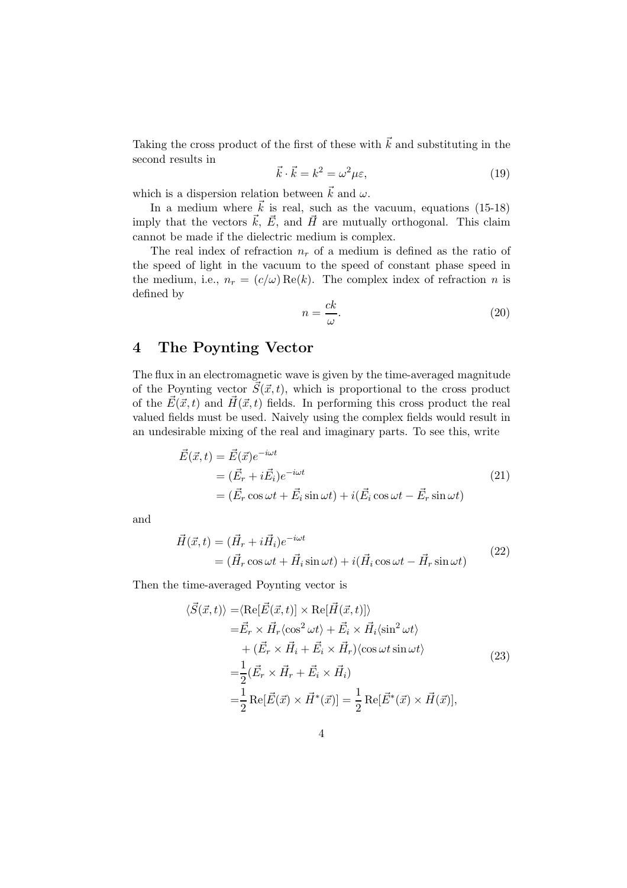Taking the cross product of the first of these with $\vec{k}$ and substituting in the second results in

$$\vec{k} \cdot \vec{k} = k^2 = \omega^2 \mu \varepsilon, \tag{19}$$

which is a dispersion relation between $\vec{k}$ and $\omega$.

In a medium where $\vec{k}$ is real, such as the vacuum, equations (15-18) imply that the vectors $\vec{k}$, $\vec{E}$, and $\vec{H}$ are mutually orthogonal. This claim cannot be made if the dielectric medium is complex.

The real index of refraction $n_r$ of a medium is defined as the ratio of the speed of light in the vacuum to the speed of constant phase speed in the medium, i.e., $n_r = (c/\omega)\,\mathrm{Re}(k)$. The complex index of refraction $n$ is defined by

$$n = \frac{ck}{\omega}. \tag{20}$$

## 4 The Poynting Vector

The flux in an electromagnetic wave is given by the time-averaged magnitude of the Poynting vector $\vec{S}(\vec{x}, t)$, which is proportional to the cross product of the $\vec{E}(\vec{x}, t)$ and $\vec{H}(\vec{x}, t)$ fields. In performing this cross product the real valued fields must be used. Naively using the complex fields would result in an undesirable mixing of the real and imaginary parts. To see this, write

$$\begin{aligned}
\vec{E}(\vec{x}, t) &= \vec{E}(\vec{x}) e^{-i\omega t} \\
&= (\vec{E}_r + i\vec{E}_i) e^{-i\omega t} \\
&= (\vec{E}_r \cos \omega t + \vec{E}_i \sin \omega t) + i(\vec{E}_i \cos \omega t - \vec{E}_r \sin \omega t)
\end{aligned} \tag{21}$$

and

$$\begin{aligned}
\vec{H}(\vec{x}, t) &= (\vec{H}_r + i\vec{H}_i) e^{-i\omega t} \\
&= (\vec{H}_r \cos \omega t + \vec{H}_i \sin \omega t) + i(\vec{H}_i \cos \omega t - \vec{H}_r \sin \omega t)
\end{aligned} \tag{22}$$

Then the time-averaged Poynting vector is

$$\begin{aligned}
\langle \vec{S}(\vec{x}, t) \rangle =& \langle \mathrm{Re}[\vec{E}(\vec{x}, t)] \times \mathrm{Re}[\vec{H}(\vec{x}, t)] \rangle \\
=& \vec{E}_r \times \vec{H}_r \langle \cos^2 \omega t \rangle + \vec{E}_i \times \vec{H}_i \langle \sin^2 \omega t \rangle \\
&+ (\vec{E}_r \times \vec{H}_i + \vec{E}_i \times \vec{H}_r) \langle \cos \omega t \sin \omega t \rangle \\
=& \frac{1}{2} (\vec{E}_r \times \vec{H}_r + \vec{E}_i \times \vec{H}_i) \\
=& \frac{1}{2} \mathrm{Re}[\vec{E}(\vec{x}) \times \vec{H}^*(\vec{x})] = \frac{1}{2} \mathrm{Re}[\vec{E}^*(\vec{x}) \times \vec{H}(\vec{x})],
\end{aligned} \tag{23}$$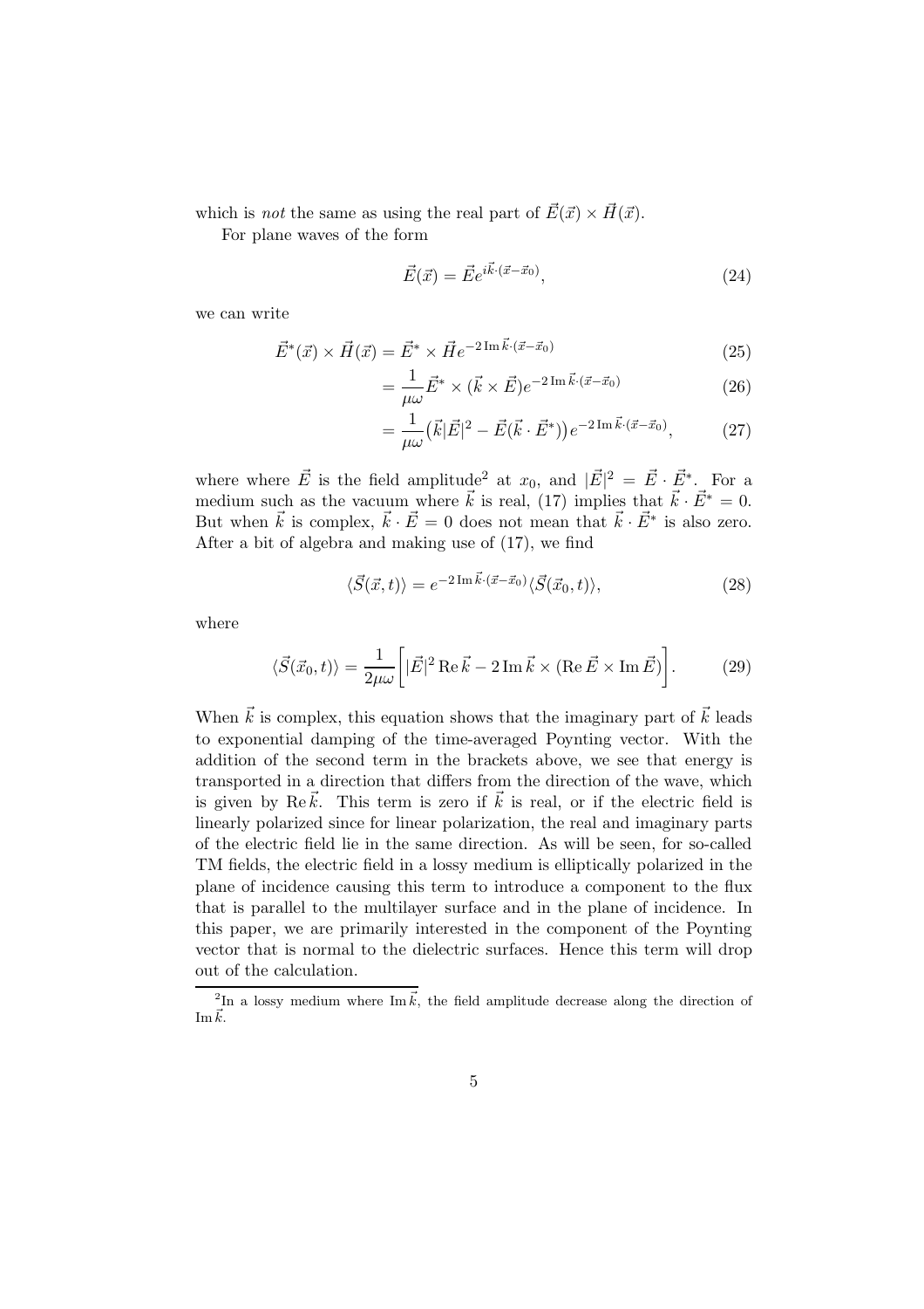which is *not* the same as using the real part of $\vec{E}(\vec{x}) \times \vec{H}(\vec{x})$.

For plane waves of the form

$$\vec{E}(\vec{x}) = \vec{E} e^{i\vec{k}\cdot(\vec{x}-\vec{x}_0)}, \tag{24}$$

we can write

$$\vec{E}^*(\vec{x}) \times \vec{H}(\vec{x}) = \vec{E}^* \times \vec{H} e^{-2\,\mathrm{Im}\,\vec{k}\cdot(\vec{x}-\vec{x}_0)} \tag{25}$$

$$= \frac{1}{\mu\omega} \vec{E}^* \times (\vec{k} \times \vec{E}) e^{-2\,\mathrm{Im}\,\vec{k}\cdot(\vec{x}-\vec{x}_0)} \tag{26}$$

$$= \frac{1}{\mu\omega} \big(\vec{k}|\vec{E}|^2 - \vec{E}(\vec{k}\cdot\vec{E}^*)\big) e^{-2\,\mathrm{Im}\,\vec{k}\cdot(\vec{x}-\vec{x}_0)}, \tag{27}$$

where where $\vec{E}$ is the field amplitude[2] at $x_0$, and $|\vec{E}|^2 = \vec{E}\cdot\vec{E}^*$. For a medium such as the vacuum where $\vec{k}$ is real, (17) implies that $\vec{k}\cdot\vec{E}^* = 0$. But when $\vec{k}$ is complex, $\vec{k}\cdot\vec{E} = 0$ does not mean that $\vec{k}\cdot\vec{E}^*$ is also zero. After a bit of algebra and making use of (17), we find

$$\langle \vec{S}(\vec{x}, t) \rangle = e^{-2\,\mathrm{Im}\,\vec{k}\cdot(\vec{x}-\vec{x}_0)} \langle \vec{S}(\vec{x}_0, t) \rangle, \tag{28}$$

where

$$\langle \vec{S}(\vec{x}_0, t) \rangle = \frac{1}{2\mu\omega} \bigg[ |\vec{E}|^2\,\mathrm{Re}\,\vec{k} - 2\,\mathrm{Im}\,\vec{k} \times (\mathrm{Re}\,\vec{E} \times \mathrm{Im}\,\vec{E}) \bigg]. \tag{29}$$

When $\vec{k}$ is complex, this equation shows that the imaginary part of $\vec{k}$ leads to exponential damping of the time-averaged Poynting vector. With the addition of the second term in the brackets above, we see that energy is transported in a direction that differs from the direction of the wave, which is given by $\mathrm{Re}\,\vec{k}$. This term is zero if $\vec{k}$ is real, or if the electric field is linearly polarized since for linear polarization, the real and imaginary parts of the electric field lie in the same direction. As will be seen, for so-called TM fields, the electric field in a lossy medium is elliptically polarized in the plane of incidence causing this term to introduce a component to the flux that is parallel to the multilayer surface and in the plane of incidence. In this paper, we are primarily interested in the component of the Poynting vector that is normal to the dielectric surfaces. Hence this term will drop out of the calculation.

[2] In a lossy medium where $\mathrm{Im}\,\vec{k}$, the field amplitude decrease along the direction of $\mathrm{Im}\,\vec{k}$.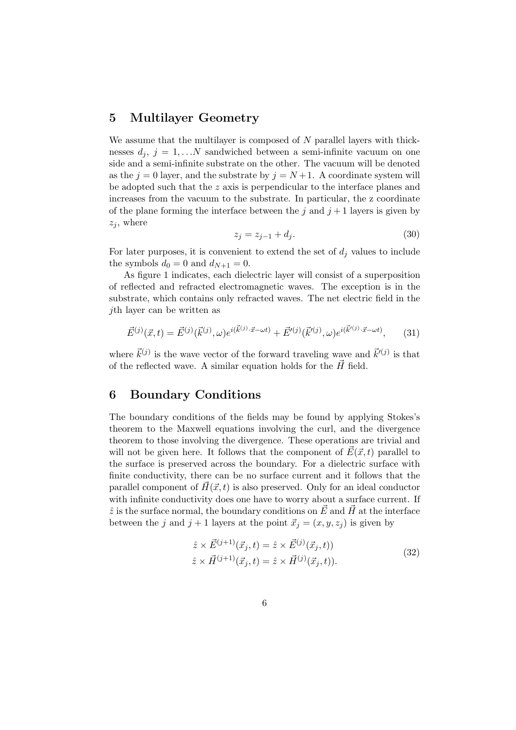## 5 Multilayer Geometry

We assume that the multilayer is composed of $N$ parallel layers with thicknesses $d_j$, $j = 1, \ldots N$ sandwiched between a semi-infinite vacuum on one side and a semi-infinite substrate on the other. The vacuum will be denoted as the $j = 0$ layer, and the substrate by $j = N+1$. A coordinate system will be adopted such that the $z$ axis is perpendicular to the interface planes and increases from the vacuum to the substrate. In particular, the z coordinate of the plane forming the interface between the $j$ and $j+1$ layers is given by $z_j$, where

$$z_j = z_{j-1} + d_j. \tag{30}$$

For later purposes, it is convenient to extend the set of $d_j$ values to include the symbols $d_0 = 0$ and $d_{N+1} = 0$.

As figure 1 indicates, each dielectric layer will consist of a superposition of reflected and refracted electromagnetic waves. The exception is in the substrate, which contains only refracted waves. The net electric field in the $j$th layer can be written as

$$\vec{E}^{(j)}(\vec{x}, t) = \vec{E}^{(j)}(\vec{k}^{(j)}, \omega) e^{i(\vec{k}^{(j)} \cdot \vec{x} - \omega t)} + \vec{E}'^{(j)}(\vec{k}'^{(j)}, \omega) e^{i(\vec{k}'^{(j)} \cdot \vec{x} - \omega t)}, \tag{31}$$

where $\vec{k}^{(j)}$ is the wave vector of the forward traveling wave and $\vec{k}'^{(j)}$ is that of the reflected wave. A similar equation holds for the $\vec{H}$ field.

## 6 Boundary Conditions

The boundary conditions of the fields may be found by applying Stokes's theorem to the Maxwell equations involving the curl, and the divergence theorem to those involving the divergence. These operations are trivial and will not be given here. It follows that the component of $\vec{E}(\vec{x}, t)$ parallel to the surface is preserved across the boundary. For a dielectric surface with finite conductivity, there can be no surface current and it follows that the parallel component of $\vec{H}(\vec{x}, t)$ is also preserved. Only for an ideal conductor with infinite conductivity does one have to worry about a surface current. If $\hat{z}$ is the surface normal, the boundary conditions on $\vec{E}$ and $\vec{H}$ at the interface between the $j$ and $j+1$ layers at the point $\vec{x}_j = (x, y, z_j)$ is given by

$$\begin{aligned}
\hat{z} \times \vec{E}^{(j+1)}(\vec{x}_j, t) &= \hat{z} \times \vec{E}^{(j)}(\vec{x}_j, t)) \\
\hat{z} \times \vec{H}^{(j+1)}(\vec{x}_j, t) &= \hat{z} \times \vec{H}^{(j)}(\vec{x}_j, t)).
\end{aligned} \tag{32}$$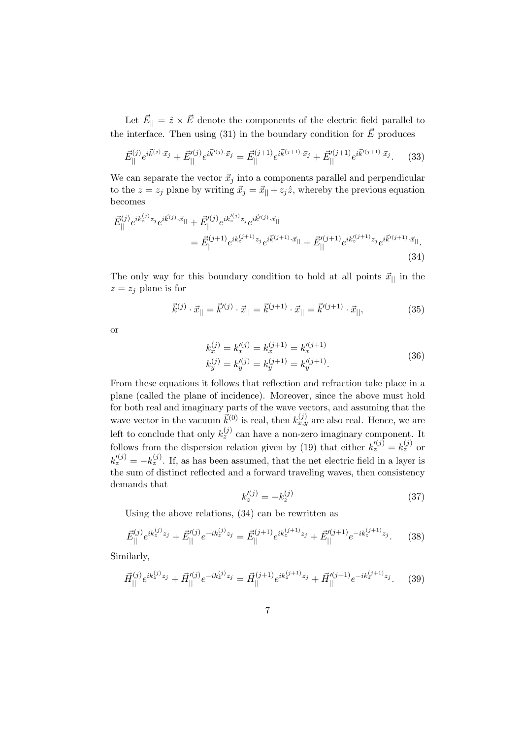Let $\vec{E}_{||} = \hat{z} \times \vec{E}$ denote the components of the electric field parallel to the interface. Then using (31) in the boundary condition for $\vec{E}$ produces

$$\vec{E}_{||}^{(j)} e^{i\vec{k}^{(j)}\cdot\vec{x}_j} + \vec{E}_{||}^{\prime(j)} e^{i\vec{k}^{\prime(j)}\cdot\vec{x}_j} = \vec{E}_{||}^{(j+1)} e^{i\vec{k}^{(j+1)}\cdot\vec{x}_j} + \vec{E}_{||}^{\prime(j+1)} e^{i\vec{k}^{\prime(j+1)}\cdot\vec{x}_j}. \tag{33}$$

We can separate the vector $\vec{x}_j$ into a components parallel and perpendicular to the $z = z_j$ plane by writing $\vec{x}_j = \vec{x}_{||} + z_j\hat{z}$, whereby the previous equation becomes

$$\begin{aligned}\vec{E}_{||}^{(j)} e^{ik_z^{(j)}z_j} e^{i\vec{k}^{(j)}\cdot\vec{x}_{||}} + \vec{E}_{||}^{\prime(j)} e^{ik_z^{\prime(j)}z_j} e^{i\vec{k}^{\prime(j)}\cdot\vec{x}_{||}} \\ = \vec{E}_{||}^{(j+1)} e^{ik_z^{(j+1)}z_j} e^{i\vec{k}^{(j+1)}\cdot\vec{x}_{||}} + \vec{E}_{||}^{\prime(j+1)} e^{ik_z^{\prime(j+1)}z_j} e^{i\vec{k}^{\prime(j+1)}\cdot\vec{x}_{||}}.\end{aligned} \tag{34}$$

The only way for this boundary condition to hold at all points $\vec{x}_{||}$ in the $z = z_j$ plane is for

$$\vec{k}^{(j)}\cdot\vec{x}_{||} = \vec{k}^{\prime(j)}\cdot\vec{x}_{||} = \vec{k}^{(j+1)}\cdot\vec{x}_{||} = \vec{k}^{\prime(j+1)}\cdot\vec{x}_{||}, \tag{35}$$

or

$$\begin{aligned} k_x^{(j)} = k_x^{\prime(j)} = k_x^{(j+1)} = k_x^{\prime(j+1)} \\ k_y^{(j)} = k_y^{\prime(j)} = k_y^{(j+1)} = k_y^{\prime(j+1)}. \end{aligned} \tag{36}$$

From these equations it follows that reflection and refraction take place in a plane (called the plane of incidence). Moreover, since the above must hold for both real and imaginary parts of the wave vectors, and assuming that the wave vector in the vacuum $\vec{k}^{(0)}$ is real, then $k_{x,y}^{(j)}$ are also real. Hence, we are left to conclude that only $k_z^{(j)}$ can have a non-zero imaginary component. It follows from the dispersion relation given by (19) that either $k_z^{\prime(j)} = k_z^{(j)}$ or $k_z^{\prime(j)} = -k_z^{(j)}$. If, as has been assumed, that the net electric field in a layer is the sum of distinct reflected and a forward traveling waves, then consistency demands that

$$k_z^{\prime(j)} = -k_z^{(j)} \tag{37}$$

Using the above relations, (34) can be rewritten as

$$\vec{E}_{||}^{(j)} e^{ik_z^{(j)}z_j} + \vec{E}_{||}^{\prime(j)} e^{-ik_z^{(j)}z_j} = \vec{E}_{||}^{(j+1)} e^{ik_z^{(j+1)}z_j} + \vec{E}_{||}^{\prime(j+1)} e^{-ik_z^{(j+1)}z_j}. \tag{38}$$

Similarly,

$$\vec{H}_{||}^{(j)} e^{ik_z^{(j)}z_j} + \vec{H}_{||}^{\prime(j)} e^{-ik_z^{(j)}z_j} = \vec{H}_{||}^{(j+1)} e^{ik_z^{(j+1)}z_j} + \vec{H}_{||}^{\prime(j+1)} e^{-ik_z^{(j+1)}z_j}. \tag{39}$$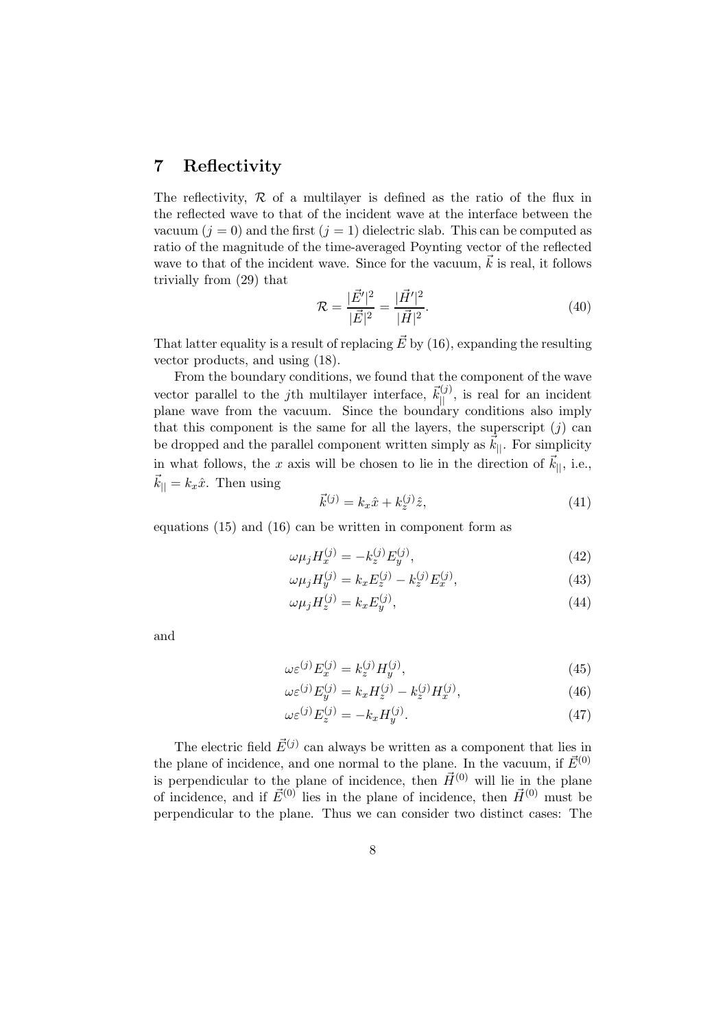## 7 Reflectivity

The reflectivity, $\mathcal{R}$ of a multilayer is defined as the ratio of the flux in the reflected wave to that of the incident wave at the interface between the vacuum ($j = 0$) and the first ($j = 1$) dielectric slab. This can be computed as ratio of the magnitude of the time-averaged Poynting vector of the reflected wave to that of the incident wave. Since for the vacuum, $\vec{k}$ is real, it follows trivially from (29) that

$$\mathcal{R} = \frac{|\vec{E}'|^2}{|\vec{E}|^2} = \frac{|\vec{H}'|^2}{|\vec{H}|^2}. \tag{40}$$

That latter equality is a result of replacing $\vec{E}$ by (16), expanding the resulting vector products, and using (18).

From the boundary conditions, we found that the component of the wave vector parallel to the $j$th multilayer interface, $\vec{k}_{||}^{(j)}$, is real for an incident plane wave from the vacuum. Since the boundary conditions also imply that this component is the same for all the layers, the superscript $(j)$ can be dropped and the parallel component written simply as $\vec{k}_{||}$. For simplicity in what follows, the $x$ axis will be chosen to lie in the direction of $\vec{k}_{||}$, i.e., $\vec{k}_{||} = k_x \hat{x}$. Then using

$$\vec{k}^{(j)} = k_x \hat{x} + k_z^{(j)} \hat{z}, \tag{41}$$

equations (15) and (16) can be written in component form as

$$\omega \mu_j H_x^{(j)} = -k_z^{(j)} E_y^{(j)}, \tag{42}$$

$$\omega \mu_j H_y^{(j)} = k_x E_z^{(j)} - k_z^{(j)} E_x^{(j)}, \tag{43}$$

$$\omega \mu_j H_z^{(j)} = k_x E_y^{(j)}, \tag{44}$$

and

$$\omega \varepsilon^{(j)} E_x^{(j)} = k_z^{(j)} H_y^{(j)}, \tag{45}$$

$$\omega \varepsilon^{(j)} E_y^{(j)} = k_x H_z^{(j)} - k_z^{(j)} H_x^{(j)}, \tag{46}$$

$$\omega \varepsilon^{(j)} E_z^{(j)} = -k_x H_y^{(j)}. \tag{47}$$

The electric field $\vec{E}^{(j)}$ can always be written as a component that lies in the plane of incidence, and one normal to the plane. In the vacuum, if $\vec{E}^{(0)}$ is perpendicular to the plane of incidence, then $\vec{H}^{(0)}$ will lie in the plane of incidence, and if $\vec{E}^{(0)}$ lies in the plane of incidence, then $\vec{H}^{(0)}$ must be perpendicular to the plane. Thus we can consider two distinct cases: The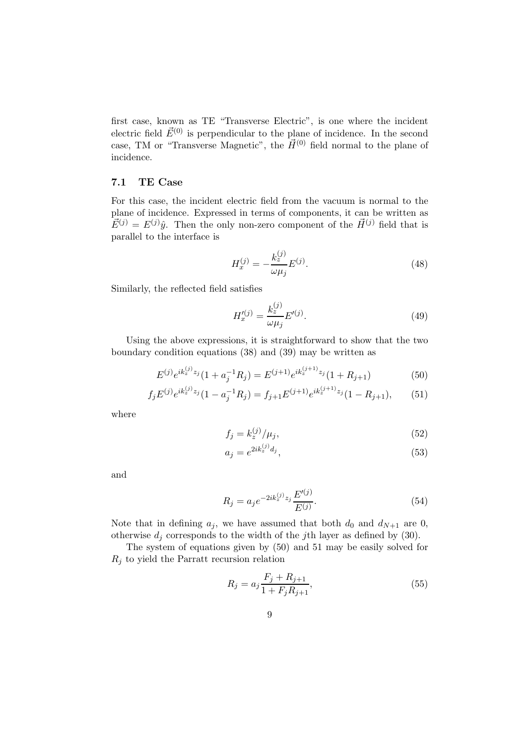first case, known as TE "Transverse Electric", is one where the incident electric field $\vec{E}^{(0)}$ is perpendicular to the plane of incidence. In the second case, TM or "Transverse Magnetic", the $\vec{H}^{(0)}$ field normal to the plane of incidence.

### 7.1 TE Case

For this case, the incident electric field from the vacuum is normal to the plane of incidence. Expressed in terms of components, it can be written as $\vec{E}^{(j)} = E^{(j)}\hat{y}$. Then the only non-zero component of the $\vec{H}^{(j)}$ field that is parallel to the interface is

$$H_x^{(j)} = -\frac{k_z^{(j)}}{\omega \mu_j} E^{(j)}. \tag{48}$$

Similarly, the reflected field satisfies

$$H_x'^{(j)} = \frac{k_z^{(j)}}{\omega \mu_j} E'^{(j)}. \tag{49}$$

Using the above expressions, it is straightforward to show that the two boundary condition equations (38) and (39) may be written as

$$E^{(j)} e^{ik_z^{(j)} z_j} (1 + a_j^{-1} R_j) = E^{(j+1)} e^{ik_z^{(j+1)} z_j} (1 + R_{j+1}) \tag{50}$$

$$f_j E^{(j)} e^{ik_z^{(j)} z_j} (1 - a_j^{-1} R_j) = f_{j+1} E^{(j+1)} e^{ik_z^{(j+1)} z_j} (1 - R_{j+1}), \tag{51}$$

where

$$f_j = k_z^{(j)}/\mu_j, \tag{52}$$

$$a_j = e^{2ik_z^{(j)} d_j}, \tag{53}$$

and

$$R_j = a_j e^{-2ik_z^{(j)} z_j} \frac{E'^{(j)}}{E^{(j)}}. \tag{54}$$

Note that in defining $a_j$, we have assumed that both $d_0$ and $d_{N+1}$ are 0, otherwise $d_j$ corresponds to the width of the $j$th layer as defined by (30).

The system of equations given by (50) and 51 may be easily solved for $R_j$ to yield the Parratt recursion relation

$$R_j = a_j \frac{F_j + R_{j+1}}{1 + F_j R_{j+1}}, \tag{55}$$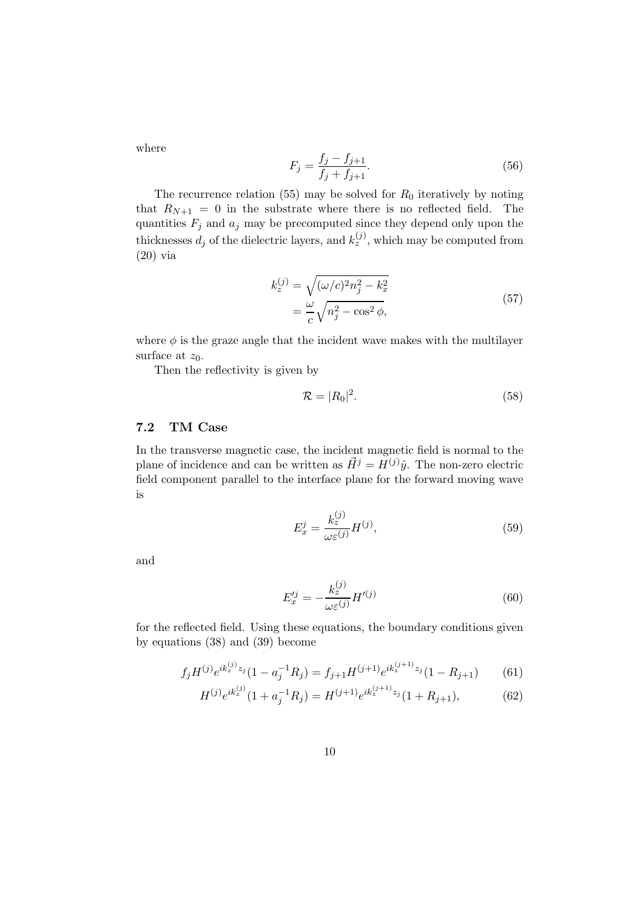where

$$F_j = \frac{f_j - f_{j+1}}{f_j + f_{j+1}}. \tag{56}$$

The recurrence relation (55) may be solved for $R_0$ iteratively by noting that $R_{N+1} = 0$ in the substrate where there is no reflected field. The quantities $F_j$ and $a_j$ may be precomputed since they depend only upon the thicknesses $d_j$ of the dielectric layers, and $k_z^{(j)}$, which may be computed from (20) via

$$\begin{aligned} k_z^{(j)} &= \sqrt{(\omega/c)^2 n_j^2 - k_x^2} \\ &= \frac{\omega}{c}\sqrt{n_j^2 - \cos^2\phi}, \end{aligned} \tag{57}$$

where $\phi$ is the graze angle that the incident wave makes with the multilayer surface at $z_0$.

Then the reflectivity is given by

$$\mathcal{R} = |R_0|^2. \tag{58}$$

### 7.2 TM Case

In the transverse magnetic case, the incident magnetic field is normal to the plane of incidence and can be written as $\vec{H}^j = H^{(j)}\hat{y}$. The non-zero electric field component parallel to the interface plane for the forward moving wave is

$$E_x^j = \frac{k_z^{(j)}}{\omega\varepsilon^{(j)}} H^{(j)}, \tag{59}$$

and

$$E_x'^j = -\frac{k_z^{(j)}}{\omega\varepsilon^{(j)}} H'^{(j)} \tag{60}$$

for the reflected field. Using these equations, the boundary conditions given by equations (38) and (39) become

$$f_j H^{(j)} e^{ik_z^{(j)} z_j}(1 - a_j^{-1} R_j) = f_{j+1} H^{(j+1)} e^{ik_z^{(j+1)} z_j}(1 - R_{j+1}) \tag{61}$$

$$H^{(j)} e^{ik_z^{(j)}}(1 + a_j^{-1} R_j) = H^{(j+1)} e^{ik_z^{(j+1)} z_j}(1 + R_{j+1}), \tag{62}$$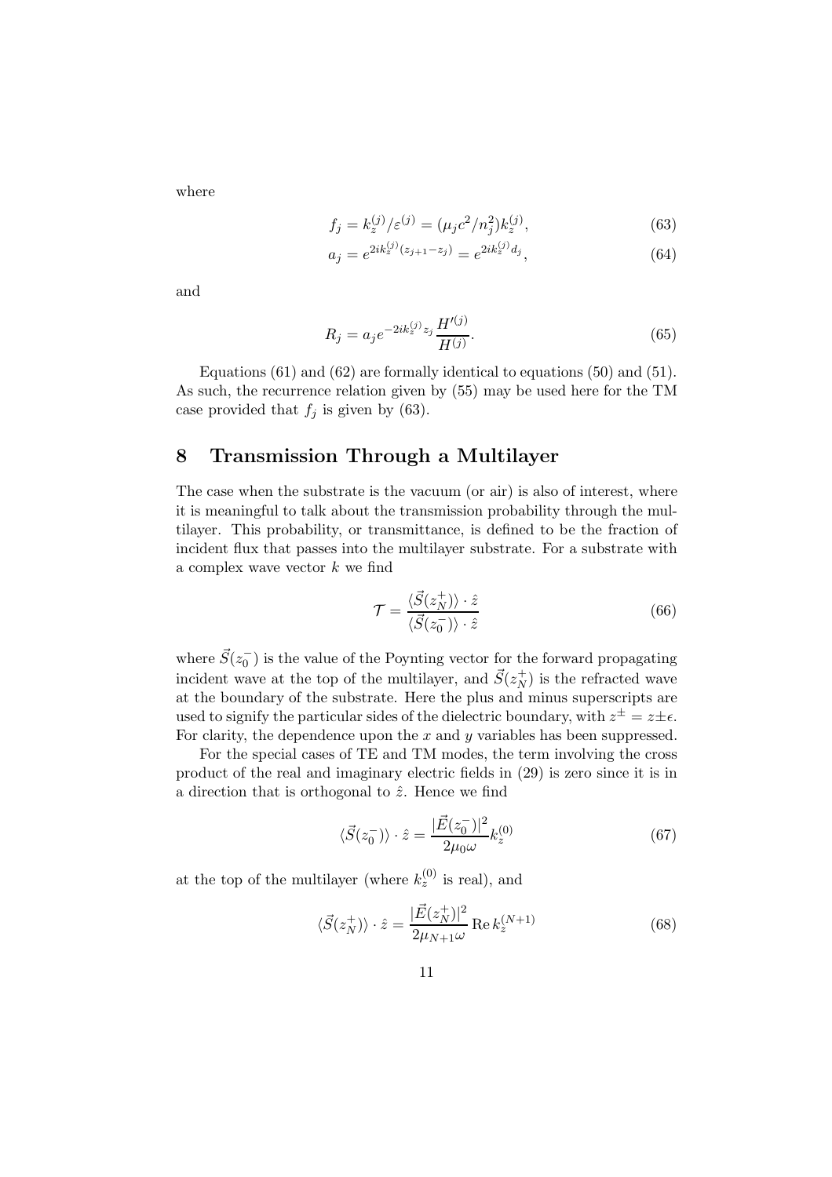where

$$f_j = k_z^{(j)}/\varepsilon^{(j)} = (\mu_j c^2/n_j^2)k_z^{(j)}, \tag{63}$$

$$a_j = e^{2ik_z^{(j)}(z_{j+1}-z_j)} = e^{2ik_z^{(j)}d_j}, \tag{64}$$

and

$$R_j = a_j e^{-2ik_z^{(j)}z_j}\frac{H'^{(j)}}{H^{(j)}}. \tag{65}$$

Equations (61) and (62) are formally identical to equations (50) and (51). As such, the recurrence relation given by (55) may be used here for the TM case provided that $f_j$ is given by (63).

## 8 Transmission Through a Multilayer

The case when the substrate is the vacuum (or air) is also of interest, where it is meaningful to talk about the transmission probability through the multilayer. This probability, or transmittance, is defined to be the fraction of incident flux that passes into the multilayer substrate. For a substrate with a complex wave vector $k$ we find

$$\mathcal{T} = \frac{\langle\vec{S}(z_N^+)\rangle\cdot\hat{z}}{\langle\vec{S}(z_0^-)\rangle\cdot\hat{z}} \tag{66}$$

where $\vec{S}(z_0^-)$ is the value of the Poynting vector for the forward propagating incident wave at the top of the multilayer, and $\vec{S}(z_N^+)$ is the refracted wave at the boundary of the substrate. Here the plus and minus superscripts are used to signify the particular sides of the dielectric boundary, with $z^\pm = z \pm \epsilon$. For clarity, the dependence upon the $x$ and $y$ variables has been suppressed.

For the special cases of TE and TM modes, the term involving the cross product of the real and imaginary electric fields in (29) is zero since it is in a direction that is orthogonal to $\hat{z}$. Hence we find

$$\langle\vec{S}(z_0^-)\rangle\cdot\hat{z} = \frac{|\vec{E}(z_0^-)|^2}{2\mu_0\omega}k_z^{(0)} \tag{67}$$

at the top of the multilayer (where $k_z^{(0)}$ is real), and

$$\langle\vec{S}(z_N^+)\rangle\cdot\hat{z} = \frac{|\vec{E}(z_N^+)|^2}{2\mu_{N+1}\omega}\operatorname{Re}k_z^{(N+1)} \tag{68}$$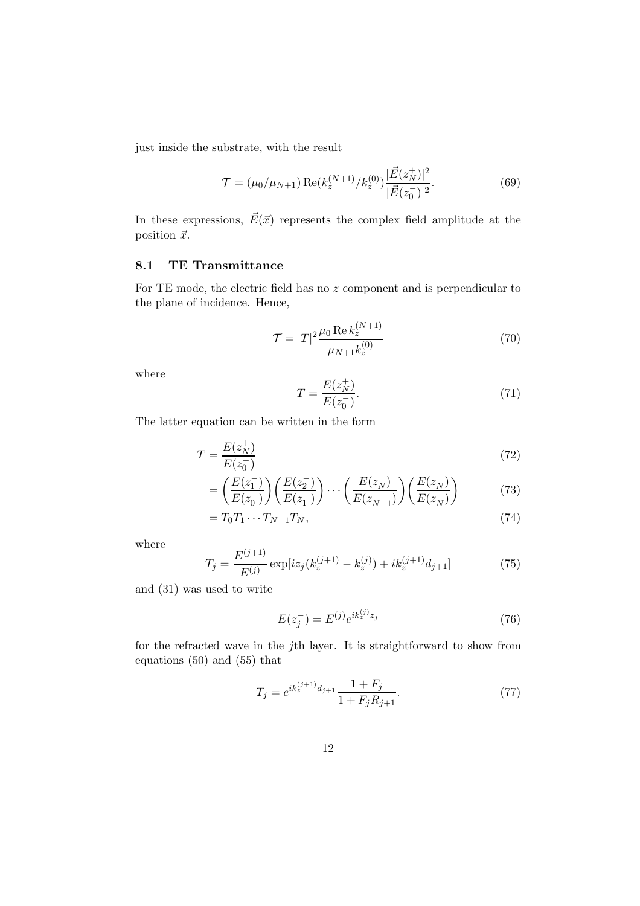just inside the substrate, with the result

$$\mathcal{T} = (\mu_0/\mu_{N+1})\,\mathrm{Re}(k_z^{(N+1)}/k_z^{(0)})\frac{|\vec{E}(z_N^+)|^2}{|\vec{E}(z_0^-)|^2}. \tag{69}$$

In these expressions, $\vec{E}(\vec{x})$ represents the complex field amplitude at the position $\vec{x}$.

### 8.1 TE Transmittance

For TE mode, the electric field has no $z$ component and is perpendicular to the plane of incidence. Hence,

$$\mathcal{T} = |T|^2 \frac{\mu_0 \,\mathrm{Re}\, k_z^{(N+1)}}{\mu_{N+1} k_z^{(0)}} \tag{70}$$

where

$$T = \frac{E(z_N^+)}{E(z_0^-)}. \tag{71}$$

The latter equation can be written in the form

$$T = \frac{E(z_N^+)}{E(z_0^-)} \tag{72}$$

$$= \left(\frac{E(z_1^-)}{E(z_0^-)}\right)\left(\frac{E(z_2^-)}{E(z_1^-)}\right)\cdots\left(\frac{E(z_N^-)}{E(z_{N-1}^-)}\right)\left(\frac{E(z_N^+)}{E(z_N^-)}\right) \tag{73}$$

$$= T_0 T_1 \cdots T_{N-1} T_N, \tag{74}$$

where

$$T_j = \frac{E^{(j+1)}}{E^{(j)}} \exp[i z_j (k_z^{(j+1)} - k_z^{(j)}) + i k_z^{(j+1)} d_{j+1}] \tag{75}$$

and (31) was used to write

$$E(z_j^-) = E^{(j)} e^{i k_z^{(j)} z_j} \tag{76}$$

for the refracted wave in the $j$th layer. It is straightforward to show from equations (50) and (55) that

$$T_j = e^{i k_z^{(j+1)} d_{j+1}} \frac{1 + F_j}{1 + F_j R_{j+1}}. \tag{77}$$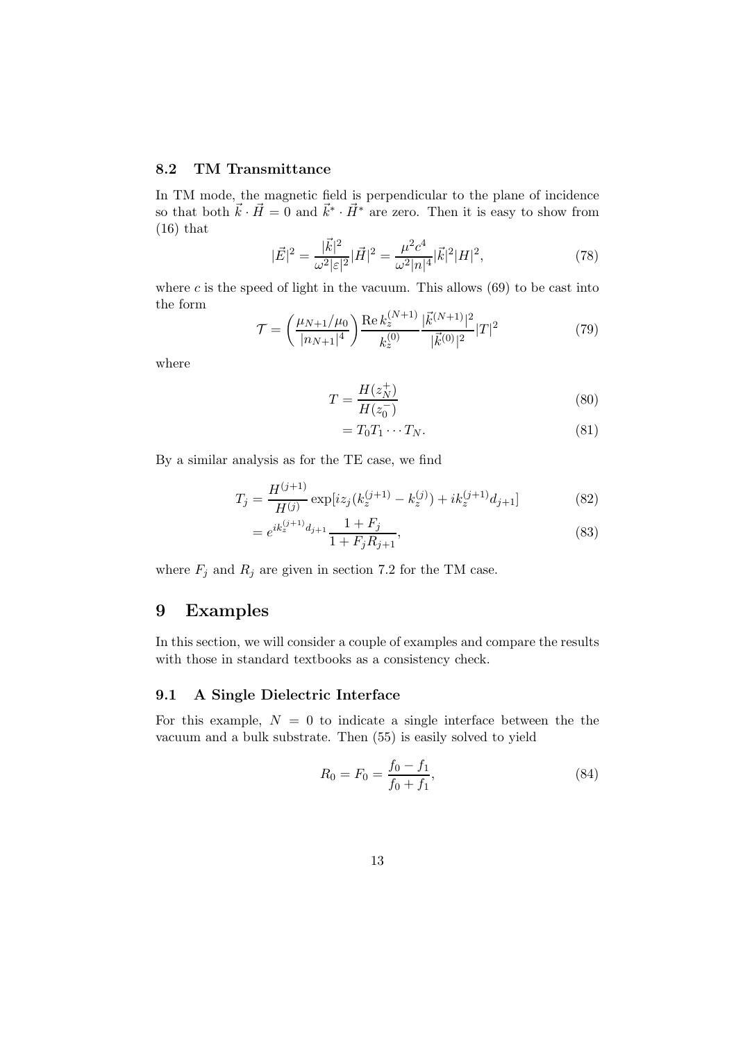### 8.2 TM Transmittance

In TM mode, the magnetic field is perpendicular to the plane of incidence so that both $\vec{k} \cdot \vec{H} = 0$ and $\vec{k}^* \cdot \vec{H}^*$ are zero. Then it is easy to show from (16) that

$$|\vec{E}|^2 = \frac{|\vec{k}|^2}{\omega^2 |\varepsilon|^2} |\vec{H}|^2 = \frac{\mu^2 c^4}{\omega^2 |n|^4} |\vec{k}|^2 |H|^2, \tag{78}$$

where $c$ is the speed of light in the vacuum. This allows (69) to be cast into the form

$$\mathcal{T} = \left( \frac{\mu_{N+1}/\mu_0}{|n_{N+1}|^4} \right) \frac{\operatorname{Re} k_z^{(N+1)}}{k_z^{(0)}} \frac{|\vec{k}^{(N+1)}|^2}{|\vec{k}^{(0)}|^2} |T|^2 \tag{79}$$

where

$$T = \frac{H(z_N^+)}{H(z_0^-)} \tag{80}$$

$$= T_0 T_1 \cdots T_N. \tag{81}$$

By a similar analysis as for the TE case, we find

$$T_j = \frac{H^{(j+1)}}{H^{(j)}} \exp[i z_j (k_z^{(j+1)} - k_z^{(j)}) + i k_z^{(j+1)} d_{j+1}] \tag{82}$$

$$= e^{i k_z^{(j+1)} d_{j+1}} \frac{1 + F_j}{1 + F_j R_{j+1}}, \tag{83}$$

where $F_j$ and $R_j$ are given in section 7.2 for the TM case.

# 9 Examples

In this section, we will consider a couple of examples and compare the results with those in standard textbooks as a consistency check.

### 9.1 A Single Dielectric Interface

For this example, $N = 0$ to indicate a single interface between the the vacuum and a bulk substrate. Then (55) is easily solved to yield

$$R_0 = F_0 = \frac{f_0 - f_1}{f_0 + f_1}, \tag{84}$$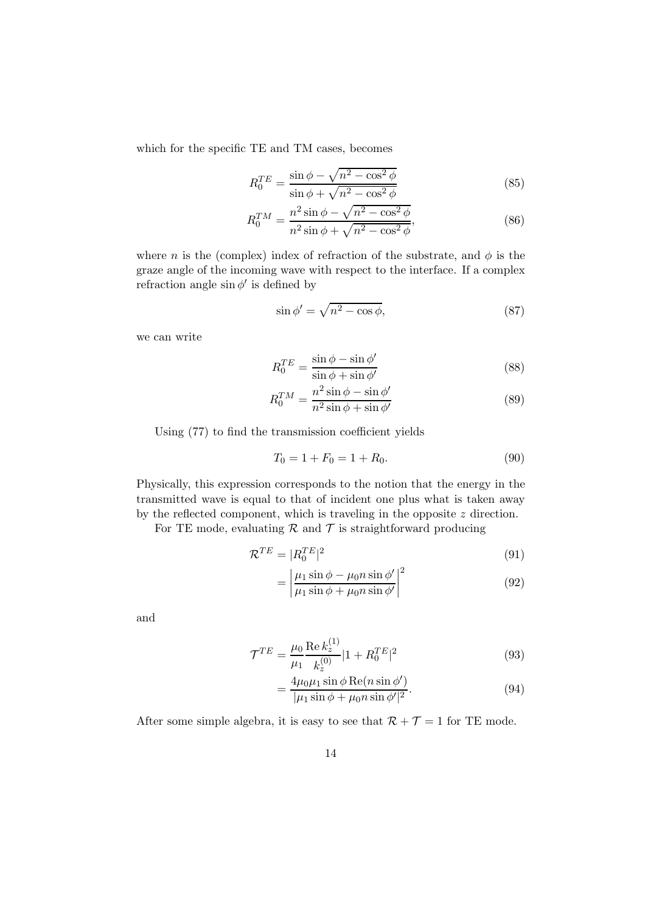which for the specific TE and TM cases, becomes

$$R_0^{TE} = \frac{\sin\phi - \sqrt{n^2 - \cos^2\phi}}{\sin\phi + \sqrt{n^2 - \cos^2\phi}} \tag{85}$$

$$R_0^{TM} = \frac{n^2\sin\phi - \sqrt{n^2 - \cos^2\phi}}{n^2\sin\phi + \sqrt{n^2 - \cos^2\phi}}, \tag{86}$$

where $n$ is the (complex) index of refraction of the substrate, and $\phi$ is the graze angle of the incoming wave with respect to the interface. If a complex refraction angle $\sin\phi'$ is defined by

$$\sin\phi' = \sqrt{n^2 - \cos\phi}, \tag{87}$$

we can write

$$R_0^{TE} = \frac{\sin\phi - \sin\phi'}{\sin\phi + \sin\phi'} \tag{88}$$

$$R_0^{TM} = \frac{n^2\sin\phi - \sin\phi'}{n^2\sin\phi + \sin\phi'} \tag{89}$$

Using (77) to find the transmission coefficient yields

$$T_0 = 1 + F_0 = 1 + R_0. \tag{90}$$

Physically, this expression corresponds to the notion that the energy in the transmitted wave is equal to that of incident one plus what is taken away by the reflected component, which is traveling in the opposite $z$ direction.

For TE mode, evaluating $\mathcal{R}$ and $\mathcal{T}$ is straightforward producing

$$\mathcal{R}^{TE} = |R_0^{TE}|^2 \tag{91}$$

$$= \left|\frac{\mu_1\sin\phi - \mu_0 n\sin\phi'}{\mu_1\sin\phi + \mu_0 n\sin\phi'}\right|^2 \tag{92}$$

and

$$\mathcal{T}^{TE} = \frac{\mu_0}{\mu_1}\frac{\mathrm{Re}\, k_z^{(1)}}{k_z^{(0)}}|1 + R_0^{TE}|^2 \tag{93}$$

$$= \frac{4\mu_0\mu_1\sin\phi\,\mathrm{Re}(n\sin\phi')}{|\mu_1\sin\phi + \mu_0 n\sin\phi'|^2}. \tag{94}$$

After some simple algebra, it is easy to see that $\mathcal{R} + \mathcal{T} = 1$ for TE mode.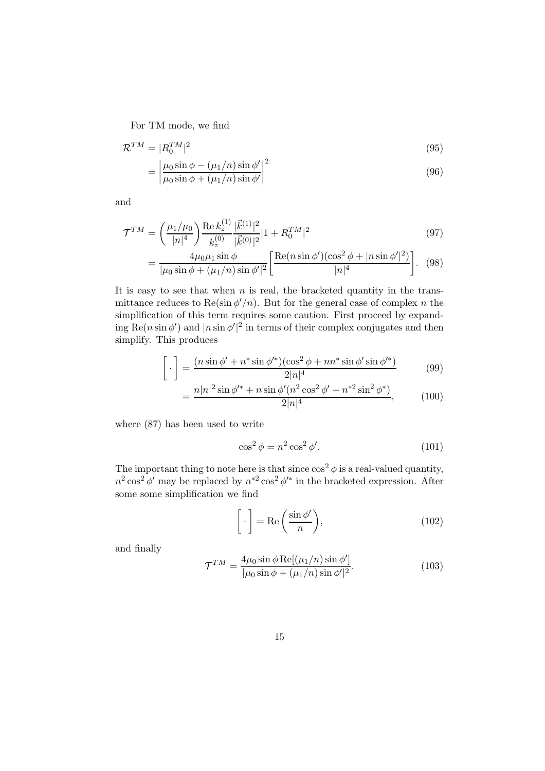For TM mode, we find

$$\mathcal{R}^{TM} = |R_0^{TM}|^2 \tag{95}$$

$$= \left| \frac{\mu_0 \sin\phi - (\mu_1/n)\sin\phi'}{\mu_0 \sin\phi + (\mu_1/n)\sin\phi'} \right|^2 \tag{96}$$

and

$$\mathcal{T}^{TM} = \left( \frac{\mu_1/\mu_0}{|n|^4} \right) \frac{\operatorname{Re} k_z^{(1)}}{k_z^{(0)}} \frac{|\vec{k}^{(1)}|^2}{|\vec{k}^{(0)}|^2} |1 + R_0^{TM}|^2 \tag{97}$$

$$= \frac{4\mu_0 \mu_1 \sin\phi}{|\mu_0 \sin\phi + (\mu_1/n)\sin\phi'|^2} \left[ \frac{\operatorname{Re}(n \sin\phi')(\cos^2\phi + |n \sin\phi'|^2)}{|n|^4} \right]. \tag{98}$$

It is easy to see that when $n$ is real, the bracketed quantity in the transmittance reduces to $\operatorname{Re}(\sin\phi'/n)$. But for the general case of complex $n$ the simplification of this term requires some caution. First proceed by expanding $\operatorname{Re}(n \sin\phi')$ and $|n \sin\phi'|^2$ in terms of their complex conjugates and then simplify. This produces

$$\left[ \,\cdot\, \right] = \frac{(n \sin\phi' + n^* \sin\phi'^*)(\cos^2\phi + nn^* \sin\phi' \sin\phi'^*)}{2|n|^4} \tag{99}$$

$$= \frac{n|n|^2 \sin\phi'^* + n \sin\phi'(n^2 \cos^2\phi' + n^{*2} \sin^2\phi^*)}{2|n|^4}, \tag{100}$$

where (87) has been used to write

$$\cos^2\phi = n^2 \cos^2\phi'. \tag{101}$$

The important thing to note here is that since $\cos^2\phi$ is a real-valued quantity, $n^2 \cos^2\phi'$ may be replaced by $n^{*2} \cos^2\phi'^*$ in the bracketed expression. After some some simplification we find

$$\left[ \,\cdot\, \right] = \operatorname{Re}\left( \frac{\sin\phi'}{n} \right), \tag{102}$$

and finally

$$\mathcal{T}^{TM} = \frac{4\mu_0 \sin\phi \operatorname{Re}[(\mu_1/n)\sin\phi']}{|\mu_0 \sin\phi + (\mu_1/n)\sin\phi'|^2}. \tag{103}$$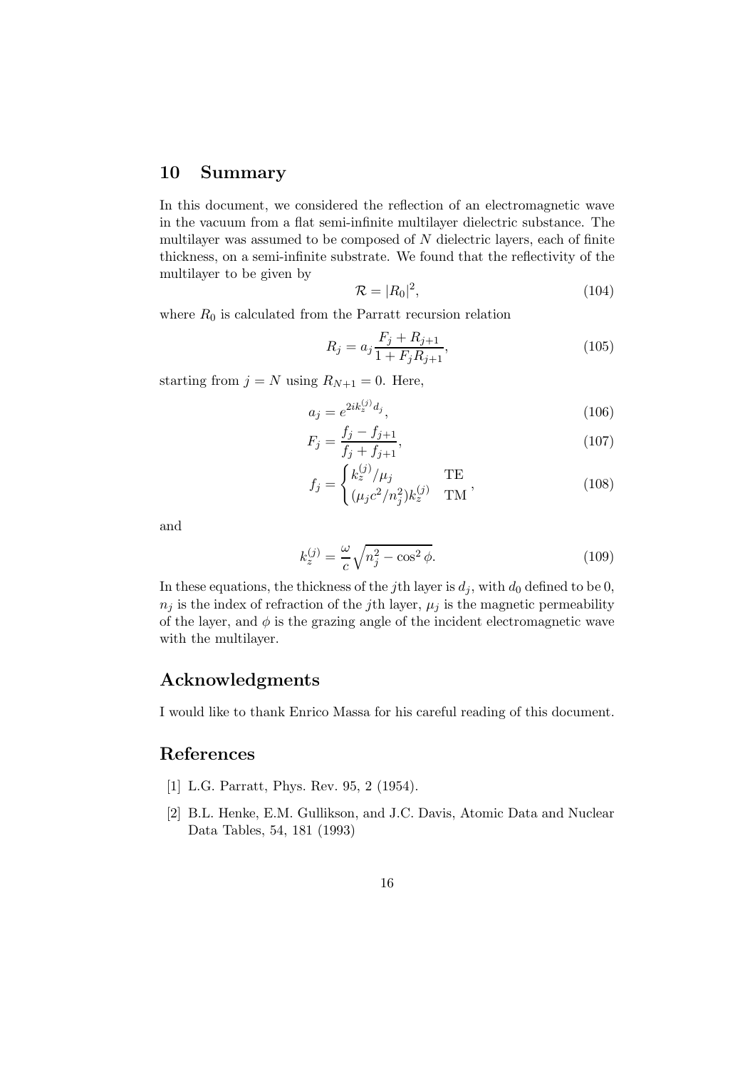## 10 Summary

In this document, we considered the reflection of an electromagnetic wave in the vacuum from a flat semi-infinite multilayer dielectric substance. The multilayer was assumed to be composed of $N$ dielectric layers, each of finite thickness, on a semi-infinite substrate. We found that the reflectivity of the multilayer to be given by

$$\mathcal{R} = |R_0|^2, \tag{104}$$

where $R_0$ is calculated from the Parratt recursion relation

$$R_j = a_j \frac{F_j + R_{j+1}}{1 + F_j R_{j+1}}, \tag{105}$$

starting from $j = N$ using $R_{N+1} = 0$. Here,

$$a_j = e^{2ik_z^{(j)} d_j}, \tag{106}$$

$$F_j = \frac{f_j - f_{j+1}}{f_j + f_{j+1}}, \tag{107}$$

$$f_j = \begin{cases} k_z^{(j)}/\mu_j & \text{TE} \\ (\mu_j c^2/n_j^2) k_z^{(j)} & \text{TM} \end{cases}, \tag{108}$$

and

$$k_z^{(j)} = \frac{\omega}{c}\sqrt{n_j^2 - \cos^2\phi}. \tag{109}$$

In these equations, the thickness of the $j$th layer is $d_j$, with $d_0$ defined to be 0, $n_j$ is the index of refraction of the $j$th layer, $\mu_j$ is the magnetic permeability of the layer, and $\phi$ is the grazing angle of the incident electromagnetic wave with the multilayer.

## Acknowledgments

I would like to thank Enrico Massa for his careful reading of this document.

## References

[1] L.G. Parratt, Phys. Rev. 95, 2 (1954).

[2] B.L. Henke, E.M. Gullikson, and J.C. Davis, Atomic Data and Nuclear Data Tables, 54, 181 (1993)